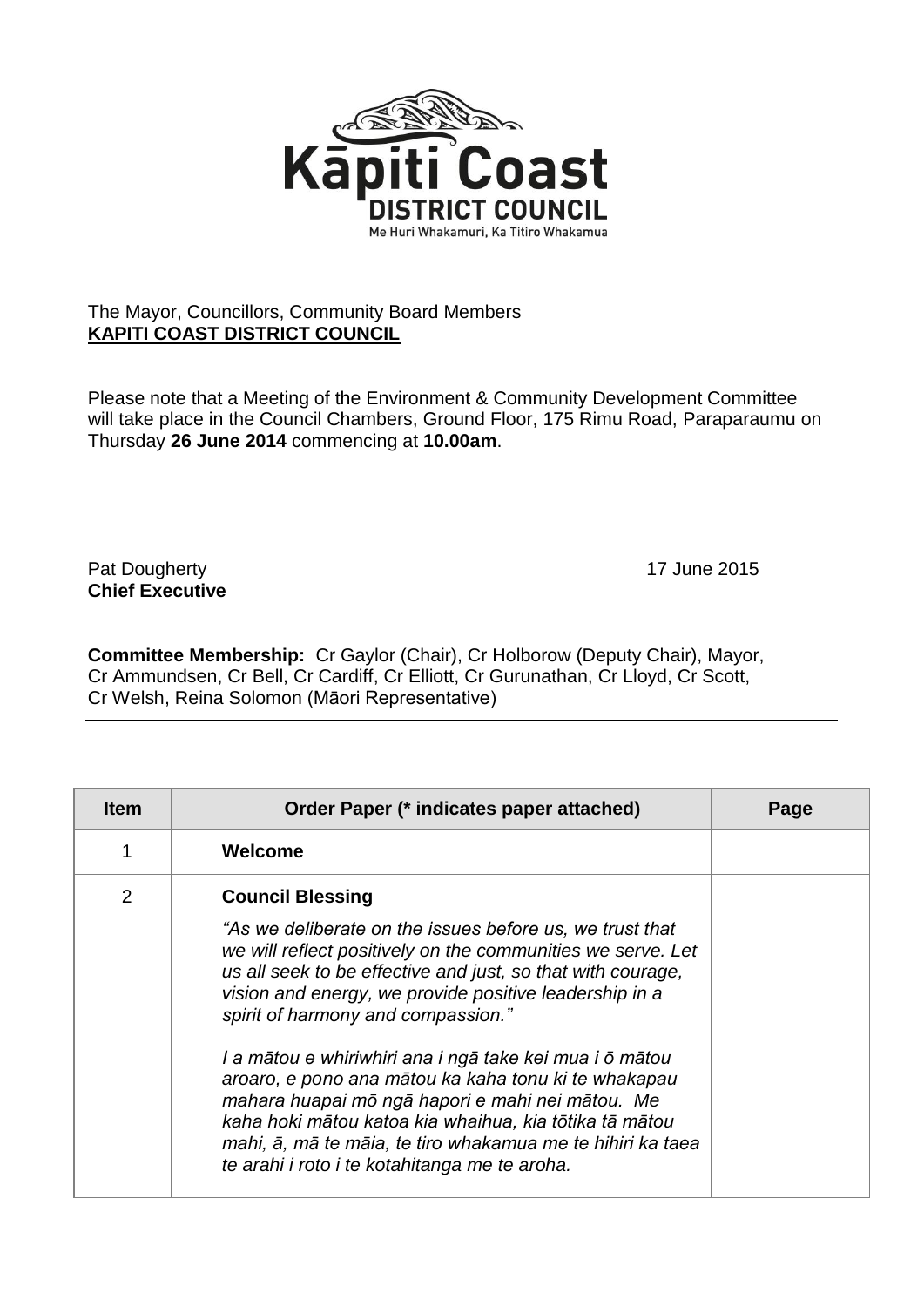Kāpiti Coast
DISTRICT COUNCIL
Me Huri Whakamuri, Ka Titiro Whakamua

The Mayor, Councillors, Community Board Members
**KAPITI COAST DISTRICT COUNCIL**

Please note that a Meeting of the Environment & Community Development Committee will take place in the Council Chambers, Ground Floor, 175 Rimu Road, Paraparaumu on Thursday **26 June 2014** commencing at **10.00am**.

Pat Dougherty
**Chief Executive**

17 June 2015

**Committee Membership:** Cr Gaylor (Chair), Cr Holborow (Deputy Chair), Mayor, Cr Ammundsen, Cr Bell, Cr Cardiff, Cr Elliott, Cr Gurunathan, Cr Lloyd, Cr Scott, Cr Welsh, Reina Solomon (Māori Representative)

| Item | Order Paper (* indicates paper attached) | Page |
|---|---|---|
| 1 | **Welcome** | |
| 2 | **Council Blessing**<br>*"As we deliberate on the issues before us, we trust that we will reflect positively on the communities we serve. Let us all seek to be effective and just, so that with courage, vision and energy, we provide positive leadership in a spirit of harmony and compassion."*<br>*I a mātou e whiriwhiri ana i ngā take kei mua i ō mātou aroaro, e pono ana mātou ka kaha tonu ki te whakapau mahara huapai mō ngā hapori e mahi nei mātou. Me kaha hoki mātou katoa kia whaihua, kia tōtika tā mātou mahi, ā, mā te māia, te tiro whakamua me te hihiri ka taea te arahi i roto i te kotahitanga me te aroha.* | |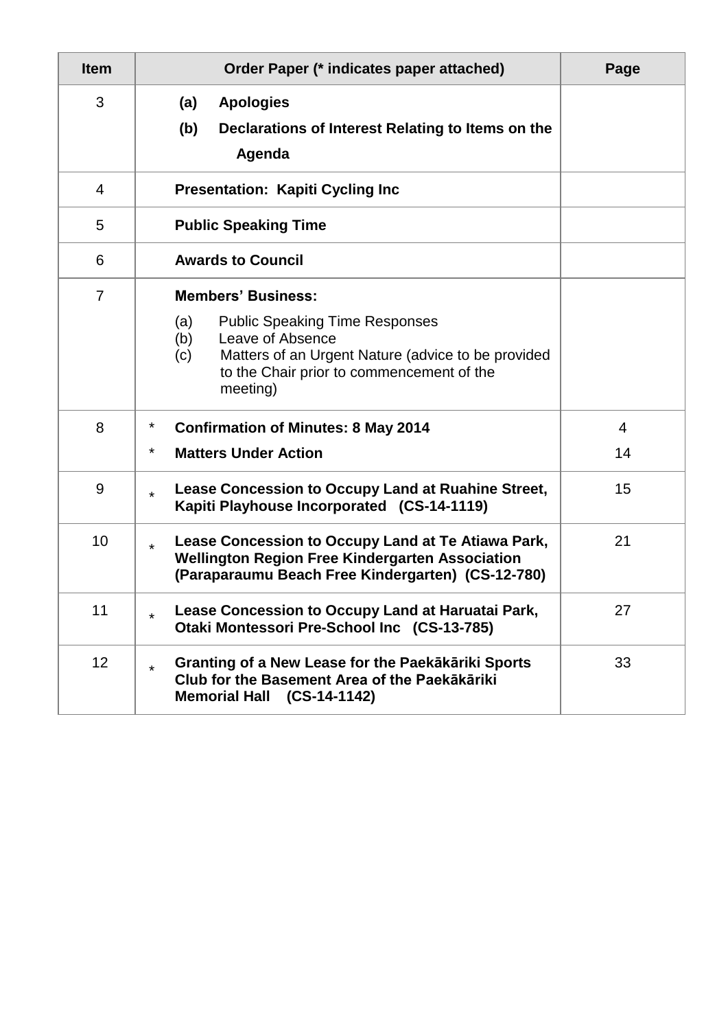| Item | Order Paper (* indicates paper attached) | Page |
|---|---|---|
| 3 | **(a) Apologies**<br>**(b) Declarations of Interest Relating to Items on the Agenda** | |
| 4 | **Presentation: Kapiti Cycling Inc** | |
| 5 | **Public Speaking Time** | |
| 6 | **Awards to Council** | |
| 7 | **Members' Business:**<br>(a) Public Speaking Time Responses<br>(b) Leave of Absence<br>(c) Matters of an Urgent Nature (advice to be provided to the Chair prior to commencement of the meeting) | |
| 8 | * **Confirmation of Minutes: 8 May 2014**<br>* **Matters Under Action** | 4<br>14 |
| 9 | * **Lease Concession to Occupy Land at Ruahine Street, Kapiti Playhouse Incorporated (CS-14-1119)** | 15 |
| 10 | * **Lease Concession to Occupy Land at Te Atiawa Park, Wellington Region Free Kindergarten Association (Paraparaumu Beach Free Kindergarten) (CS-12-780)** | 21 |
| 11 | * **Lease Concession to Occupy Land at Haruatai Park, Otaki Montessori Pre-School Inc (CS-13-785)** | 27 |
| 12 | * **Granting of a New Lease for the Paekākāriki Sports Club for the Basement Area of the Paekākāriki Memorial Hall (CS-14-1142)** | 33 |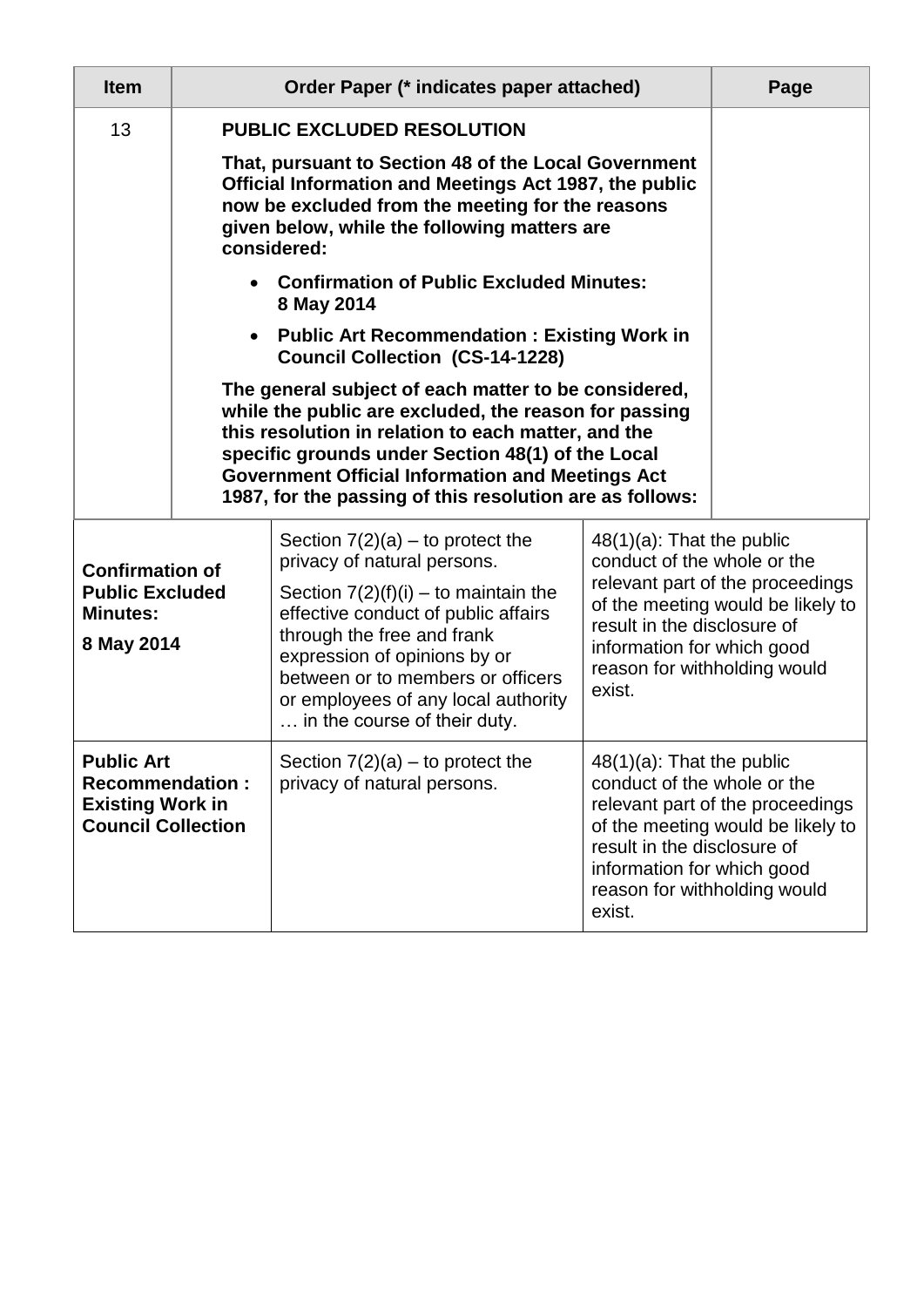| Item | Order Paper (* indicates paper attached) | Page |
| --- | --- | --- |
| 13 | **PUBLIC EXCLUDED RESOLUTION**<br><br>**That, pursuant to Section 48 of the Local Government Official Information and Meetings Act 1987, the public now be excluded from the meeting for the reasons given below, while the following matters are considered:**<br><br>• **Confirmation of Public Excluded Minutes: 8 May 2014**<br>• **Public Art Recommendation : Existing Work in Council Collection (CS-14-1228)**<br><br>**The general subject of each matter to be considered, while the public are excluded, the reason for passing this resolution in relation to each matter, and the specific grounds under Section 48(1) of the Local Government Official Information and Meetings Act 1987, for the passing of this resolution are as follows:** | |

| | | |
| --- | --- | --- |
| **Confirmation of Public Excluded Minutes:**<br><br>**8 May 2014** | Section 7(2)(a) – to protect the privacy of natural persons.<br><br>Section 7(2)(f)(i) – to maintain the effective conduct of public affairs through the free and frank expression of opinions by or between or to members or officers or employees of any local authority … in the course of their duty. | 48(1)(a): That the public conduct of the whole or the relevant part of the proceedings of the meeting would be likely to result in the disclosure of information for which good reason for withholding would exist. |
| **Public Art Recommendation : Existing Work in Council Collection** | Section 7(2)(a) – to protect the privacy of natural persons. | 48(1)(a): That the public conduct of the whole or the relevant part of the proceedings of the meeting would be likely to result in the disclosure of information for which good reason for withholding would exist. |